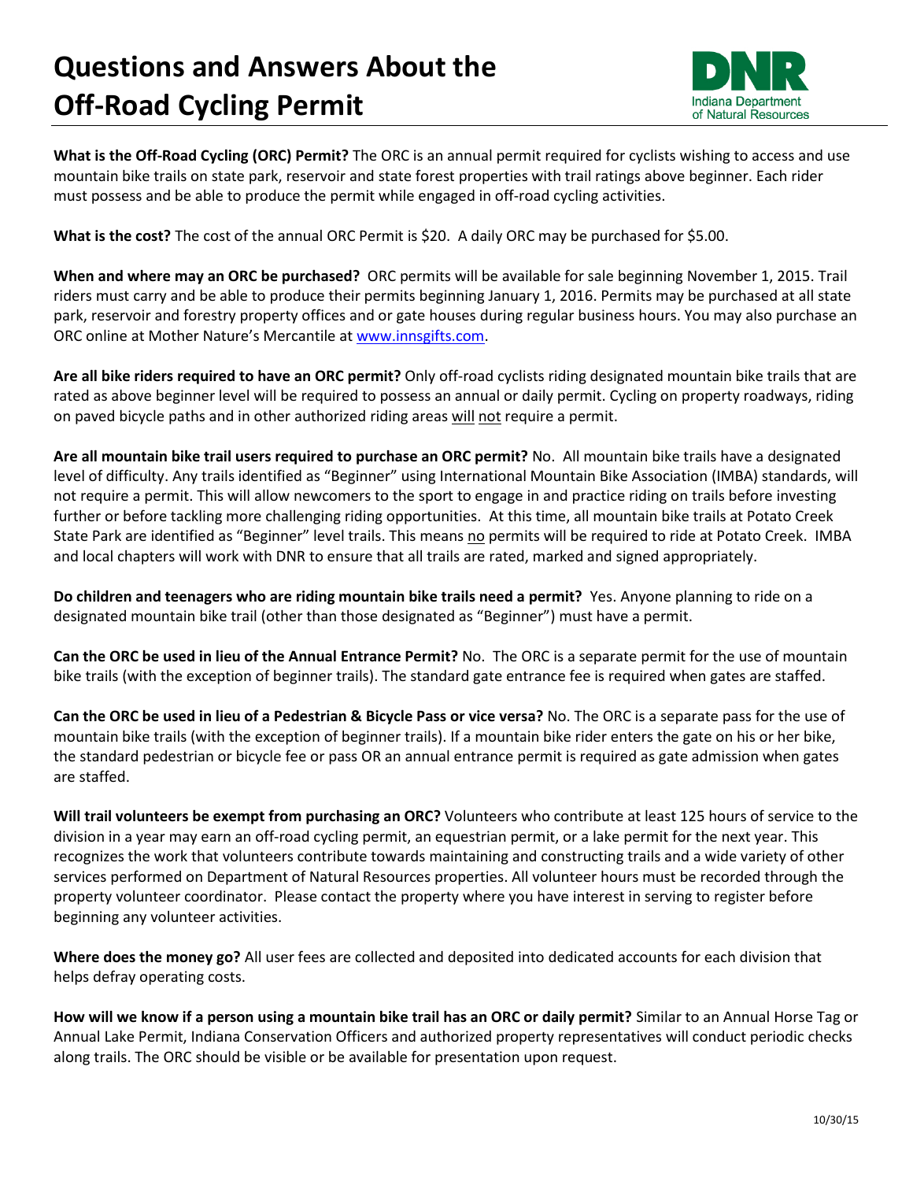# Questions and Answers About the Off-Road Cycling Permit

Indiana Department of Natural Resources

**What is the Off-Road Cycling (ORC) Permit?** The ORC is an annual permit required for cyclists wishing to access and use mountain bike trails on state park, reservoir and state forest properties with trail ratings above beginner. Each rider must possess and be able to produce the permit while engaged in off-road cycling activities.

**What is the cost?** The cost of the annual ORC Permit is $20. A daily ORC may be purchased for $5.00.

**When and where may an ORC be purchased?** ORC permits will be available for sale beginning November 1, 2015. Trail riders must carry and be able to produce their permits beginning January 1, 2016. Permits may be purchased at all state park, reservoir and forestry property offices and or gate houses during regular business hours. You may also purchase an ORC online at Mother Nature's Mercantile at [www.innsgifts.com](www.innsgifts.com).

**Are all bike riders required to have an ORC permit?** Only off-road cyclists riding designated mountain bike trails that are rated as above beginner level will be required to possess an annual or daily permit. Cycling on property roadways, riding on paved bicycle paths and in other authorized riding areas <u>will</u> <u>not</u> require a permit.

**Are all mountain bike trail users required to purchase an ORC permit?** No. All mountain bike trails have a designated level of difficulty. Any trails identified as "Beginner" using International Mountain Bike Association (IMBA) standards, will not require a permit. This will allow newcomers to the sport to engage in and practice riding on trails before investing further or before tackling more challenging riding opportunities. At this time, all mountain bike trails at Potato Creek State Park are identified as "Beginner" level trails. This means <u>no</u> permits will be required to ride at Potato Creek. IMBA and local chapters will work with DNR to ensure that all trails are rated, marked and signed appropriately.

**Do children and teenagers who are riding mountain bike trails need a permit?** Yes. Anyone planning to ride on a designated mountain bike trail (other than those designated as "Beginner") must have a permit.

**Can the ORC be used in lieu of the Annual Entrance Permit?** No. The ORC is a separate permit for the use of mountain bike trails (with the exception of beginner trails). The standard gate entrance fee is required when gates are staffed.

**Can the ORC be used in lieu of a Pedestrian & Bicycle Pass or vice versa?** No. The ORC is a separate pass for the use of mountain bike trails (with the exception of beginner trails). If a mountain bike rider enters the gate on his or her bike, the standard pedestrian or bicycle fee or pass OR an annual entrance permit is required as gate admission when gates are staffed.

**Will trail volunteers be exempt from purchasing an ORC?** Volunteers who contribute at least 125 hours of service to the division in a year may earn an off-road cycling permit, an equestrian permit, or a lake permit for the next year. This recognizes the work that volunteers contribute towards maintaining and constructing trails and a wide variety of other services performed on Department of Natural Resources properties. All volunteer hours must be recorded through the property volunteer coordinator. Please contact the property where you have interest in serving to register before beginning any volunteer activities.

**Where does the money go?** All user fees are collected and deposited into dedicated accounts for each division that helps defray operating costs.

**How will we know if a person using a mountain bike trail has an ORC or daily permit?** Similar to an Annual Horse Tag or Annual Lake Permit, Indiana Conservation Officers and authorized property representatives will conduct periodic checks along trails. The ORC should be visible or be available for presentation upon request.

10/30/15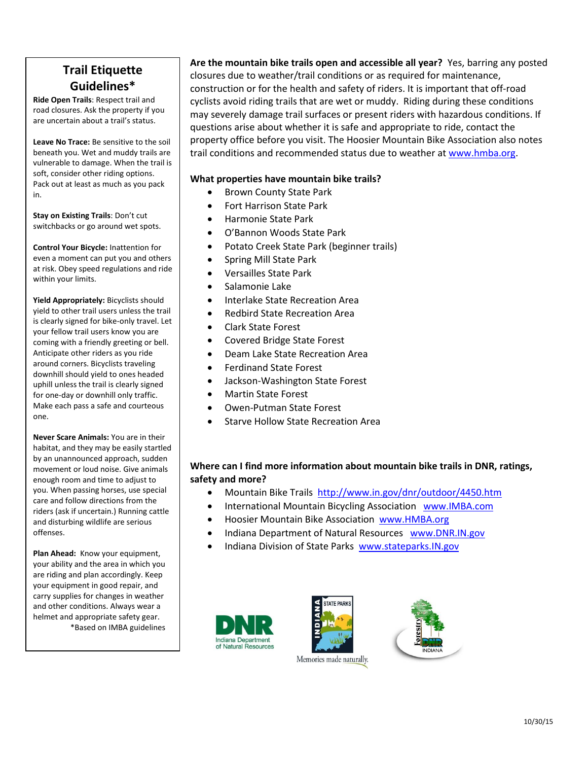## Trail Etiquette Guidelines*

**Ride Open Trails**: Respect trail and road closures. Ask the property if you are uncertain about a trail's status.

**Leave No Trace:** Be sensitive to the soil beneath you. Wet and muddy trails are vulnerable to damage. When the trail is soft, consider other riding options. Pack out at least as much as you pack in.

**Stay on Existing Trails**: Don't cut switchbacks or go around wet spots.

**Control Your Bicycle:** Inattention for even a moment can put you and others at risk. Obey speed regulations and ride within your limits.

**Yield Appropriately:** Bicyclists should yield to other trail users unless the trail is clearly signed for bike-only travel. Let your fellow trail users know you are coming with a friendly greeting or bell. Anticipate other riders as you ride around corners. Bicyclists traveling downhill should yield to ones headed uphill unless the trail is clearly signed for one-day or downhill only traffic. Make each pass a safe and courteous one.

**Never Scare Animals:** You are in their habitat, and they may be easily startled by an unannounced approach, sudden movement or loud noise. Give animals enough room and time to adjust to you. When passing horses, use special care and follow directions from the riders (ask if uncertain.) Running cattle and disturbing wildlife are serious offenses.

**Plan Ahead:** Know your equipment, your ability and the area in which you are riding and plan accordingly. Keep your equipment in good repair, and carry supplies for changes in weather and other conditions. Always wear a helmet and appropriate safety gear.

*Based on IMBA guidelines

**Are the mountain bike trails open and accessible all year?** Yes, barring any posted closures due to weather/trail conditions or as required for maintenance, construction or for the health and safety of riders. It is important that off-road cyclists avoid riding trails that are wet or muddy. Riding during these conditions may severely damage trail surfaces or present riders with hazardous conditions. If questions arise about whether it is safe and appropriate to ride, contact the property office before you visit. The Hoosier Mountain Bike Association also notes trail conditions and recommended status due to weather at www.hmba.org.

**What properties have mountain bike trails?**

- Brown County State Park
- Fort Harrison State Park
- Harmonie State Park
- O'Bannon Woods State Park
- Potato Creek State Park (beginner trails)
- Spring Mill State Park
- Versailles State Park
- Salamonie Lake
- Interlake State Recreation Area
- Redbird State Recreation Area
- Clark State Forest
- Covered Bridge State Forest
- Deam Lake State Recreation Area
- Ferdinand State Forest
- Jackson-Washington State Forest
- Martin State Forest
- Owen-Putman State Forest
- Starve Hollow State Recreation Area

**Where can I find more information about mountain bike trails in DNR, ratings, safety and more?**

- Mountain Bike Trails http://www.in.gov/dnr/outdoor/4450.htm
- International Mountain Bicycling Association www.IMBA.com
- Hoosier Mountain Bike Association www.HMBA.org
- Indiana Department of Natural Resources www.DNR.IN.gov
- Indiana Division of State Parks www.stateparks.IN.gov

DNR Indiana Department of Natural Resources

INDIANA STATE PARKS Memories made naturally.

Forestry DNR INDIANA

10/30/15